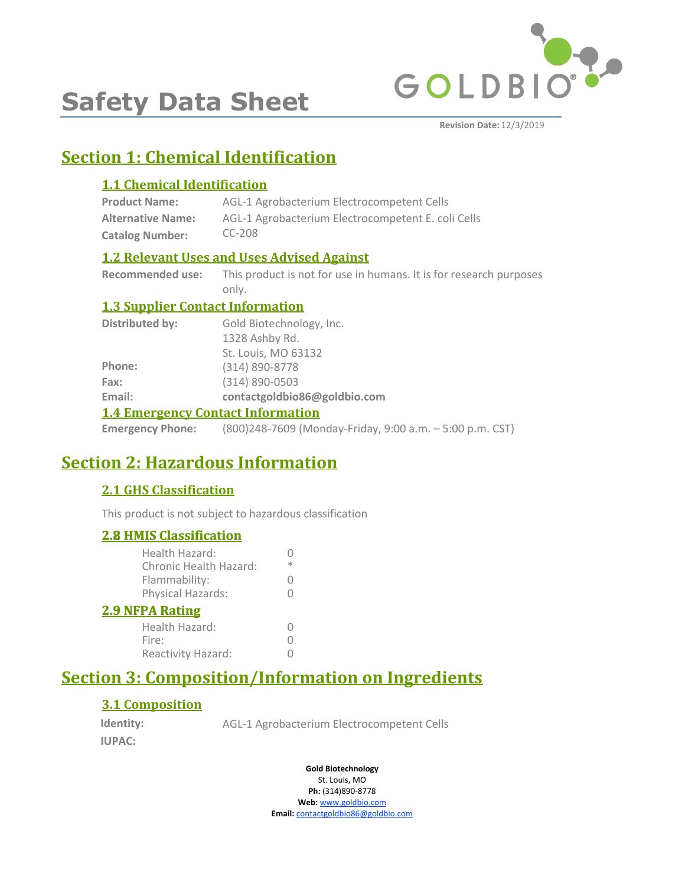# Safety Data Sheet

**Revision Date:** 12/3/2019

## Section 1: Chemical Identification

### 1.1 Chemical Identification

**Product Name:** AGL-1 Agrobacterium Electrocompetent Cells

**Alternative Name:** AGL-1 Agrobacterium Electrocompetent E. coli Cells

**Catalog Number:** CC-208

### 1.2 Relevant Uses and Uses Advised Against

**Recommended use:** This product is not for use in humans. It is for research purposes only.

### 1.3 Supplier Contact Information

**Distributed by:** Gold Biotechnology, Inc.
1328 Ashby Rd.
St. Louis, MO 63132

**Phone:** (314) 890-8778

**Fax:** (314) 890-0503

**Email:** **contactgoldbio86@goldbio.com**

### 1.4 Emergency Contact Information

**Emergency Phone:** (800)248-7609 (Monday-Friday, 9:00 a.m. – 5:00 p.m. CST)

## Section 2: Hazardous Information

### 2.1 GHS Classification

This product is not subject to hazardous classification

### 2.8 HMIS Classification

| | |
|---|---|
| Health Hazard: | 0 |
| Chronic Health Hazard: | * |
| Flammability: | 0 |
| Physical Hazards: | 0 |

### 2.9 NFPA Rating

| | |
|---|---|
| Health Hazard: | 0 |
| Fire: | 0 |
| Reactivity Hazard: | 0 |

## Section 3: Composition/Information on Ingredients

### 3.1 Composition

**Identity:** AGL-1 Agrobacterium Electrocompetent Cells

**IUPAC:**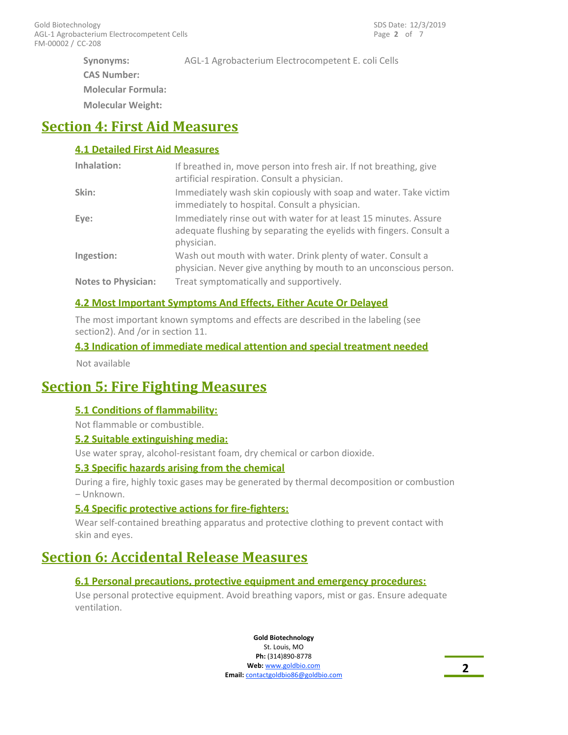**Synonyms:** AGL-1 Agrobacterium Electrocompetent E. coli Cells

**CAS Number:**

**Molecular Formula:**

**Molecular Weight:**

# Section 4: First Aid Measures

## 4.1 Detailed First Aid Measures

**Inhalation:** If breathed in, move person into fresh air. If not breathing, give artificial respiration. Consult a physician.

**Skin:** Immediately wash skin copiously with soap and water. Take victim immediately to hospital. Consult a physician.

**Eye:** Immediately rinse out with water for at least 15 minutes. Assure adequate flushing by separating the eyelids with fingers. Consult a physician.

**Ingestion:** Wash out mouth with water. Drink plenty of water. Consult a physician. Never give anything by mouth to an unconscious person.

**Notes to Physician:** Treat symptomatically and supportively.

## 4.2 Most Important Symptoms And Effects, Either Acute Or Delayed

The most important known symptoms and effects are described in the labeling (see section2). And /or in section 11.

## 4.3 Indication of immediate medical attention and special treatment needed

Not available

# Section 5: Fire Fighting Measures

## 5.1 Conditions of flammability:

Not flammable or combustible.

## 5.2 Suitable extinguishing media:

Use water spray, alcohol-resistant foam, dry chemical or carbon dioxide.

## 5.3 Specific hazards arising from the chemical

During a fire, highly toxic gases may be generated by thermal decomposition or combustion – Unknown.

## 5.4 Specific protective actions for fire-fighters:

Wear self-contained breathing apparatus and protective clothing to prevent contact with skin and eyes.

# Section 6: Accidental Release Measures

## 6.1 Personal precautions, protective equipment and emergency procedures:

Use personal protective equipment. Avoid breathing vapors, mist or gas. Ensure adequate ventilation.

**Gold Biotechnology**
St. Louis, MO
**Ph:** (314)890-8778
**Web:** www.goldbio.com
**Email:** contactgoldbio86@goldbio.com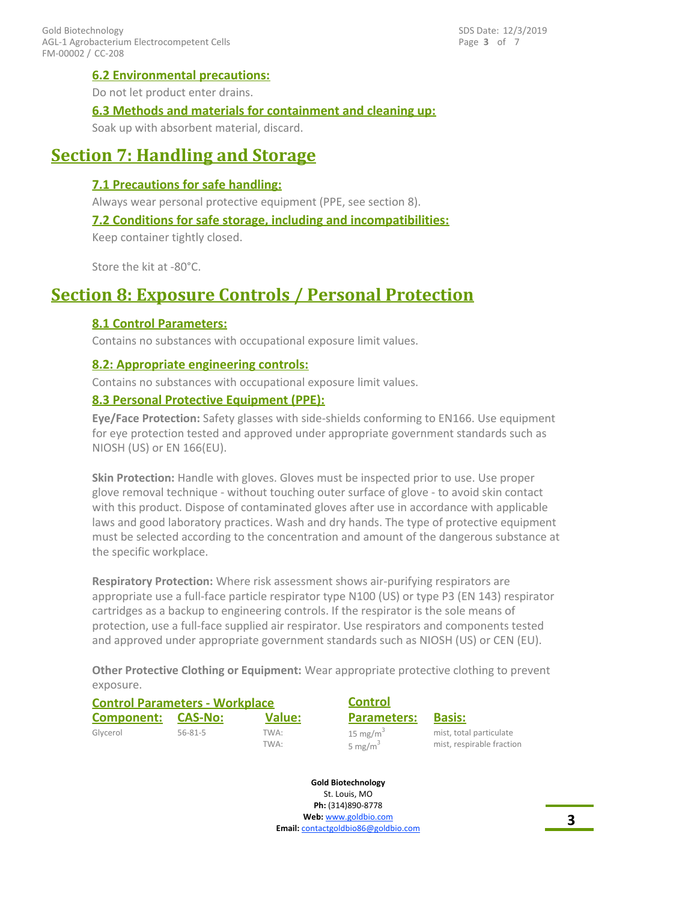### 6.2 Environmental precautions:

Do not let product enter drains.

### 6.3 Methods and materials for containment and cleaning up:

Soak up with absorbent material, discard.

## Section 7: Handling and Storage

### 7.1 Precautions for safe handling:

Always wear personal protective equipment (PPE, see section 8).

### 7.2 Conditions for safe storage, including and incompatibilities:

Keep container tightly closed.

Store the kit at -80°C.

## Section 8: Exposure Controls / Personal Protection

### 8.1 Control Parameters:

Contains no substances with occupational exposure limit values.

### 8.2: Appropriate engineering controls:

Contains no substances with occupational exposure limit values.

### 8.3 Personal Protective Equipment (PPE):

**Eye/Face Protection:** Safety glasses with side-shields conforming to EN166. Use equipment for eye protection tested and approved under appropriate government standards such as NIOSH (US) or EN 166(EU).

**Skin Protection:** Handle with gloves. Gloves must be inspected prior to use. Use proper glove removal technique - without touching outer surface of glove - to avoid skin contact with this product. Dispose of contaminated gloves after use in accordance with applicable laws and good laboratory practices. Wash and dry hands. The type of protective equipment must be selected according to the concentration and amount of the dangerous substance at the specific workplace.

**Respiratory Protection:** Where risk assessment shows air-purifying respirators are appropriate use a full-face particle respirator type N100 (US) or type P3 (EN 143) respirator cartridges as a backup to engineering controls. If the respirator is the sole means of protection, use a full-face supplied air respirator. Use respirators and components tested and approved under appropriate government standards such as NIOSH (US) or CEN (EU).

**Other Protective Clothing or Equipment:** Wear appropriate protective clothing to prevent exposure.

**Control Parameters - Workplace**

| Component: | CAS-No: | Value: | Control Parameters: | Basis: |
|---|---|---|---|---|
| Glycerol | 56-81-5 | TWA: | 15 $mg/m^3$ | mist, total particulate |
| | | TWA: | 5 $mg/m^3$ | mist, respirable fraction |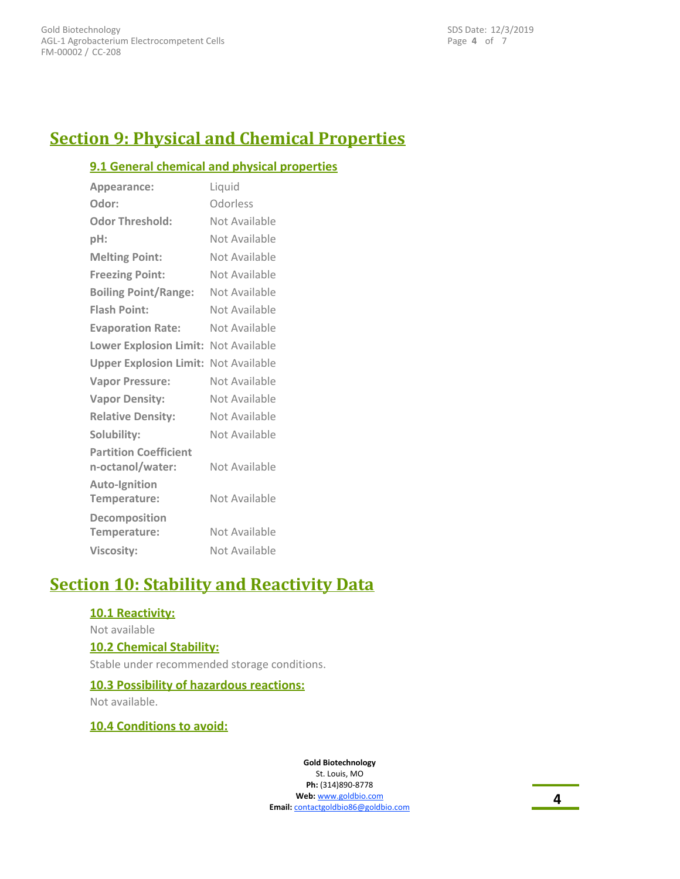# Section 9: Physical and Chemical Properties

## 9.1 General chemical and physical properties

| Property | Value |
| --- | --- |
| **Appearance:** | Liquid |
| **Odor:** | Odorless |
| **Odor Threshold:** | Not Available |
| **pH:** | Not Available |
| **Melting Point:** | Not Available |
| **Freezing Point:** | Not Available |
| **Boiling Point/Range:** | Not Available |
| **Flash Point:** | Not Available |
| **Evaporation Rate:** | Not Available |
| **Lower Explosion Limit:** | Not Available |
| **Upper Explosion Limit:** | Not Available |
| **Vapor Pressure:** | Not Available |
| **Vapor Density:** | Not Available |
| **Relative Density:** | Not Available |
| **Solubility:** | Not Available |
| **Partition Coefficient n-octanol/water:** | Not Available |
| **Auto-Ignition Temperature:** | Not Available |
| **Decomposition Temperature:** | Not Available |
| **Viscosity:** | Not Available |

# Section 10: Stability and Reactivity Data

## 10.1 Reactivity:

Not available

## 10.2 Chemical Stability:

Stable under recommended storage conditions.

## 10.3 Possibility of hazardous reactions:

Not available.

## 10.4 Conditions to avoid:

**Gold Biotechnology**
St. Louis, MO
**Ph:** (314)890-8778
**Web:** www.goldbio.com
**Email:** contactgoldbio86@goldbio.com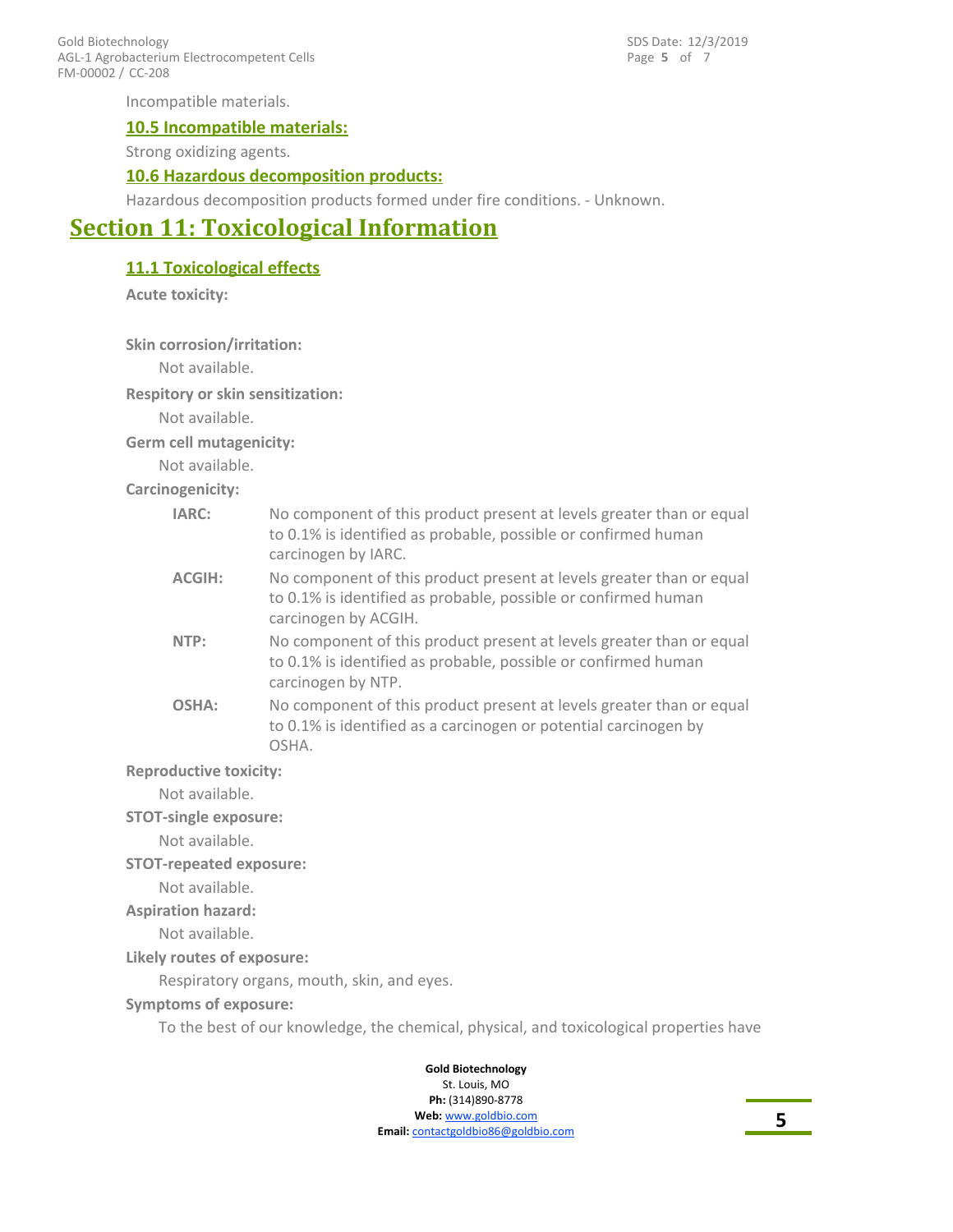Incompatible materials.

### 10.5 Incompatible materials:

Strong oxidizing agents.

### 10.6 Hazardous decomposition products:

Hazardous decomposition products formed under fire conditions. - Unknown.

## Section 11: Toxicological Information

### 11.1 Toxicological effects

**Acute toxicity:**

**Skin corrosion/irritation:**

Not available.

**Respitory or skin sensitization:**

Not available.

**Germ cell mutagenicity:**

Not available.

**Carcinogenicity:**

| | |
|---|---|
| **IARC:** | No component of this product present at levels greater than or equal to 0.1% is identified as probable, possible or confirmed human carcinogen by IARC. |
| **ACGIH:** | No component of this product present at levels greater than or equal to 0.1% is identified as probable, possible or confirmed human carcinogen by ACGIH. |
| **NTP:** | No component of this product present at levels greater than or equal to 0.1% is identified as probable, possible or confirmed human carcinogen by NTP. |
| **OSHA:** | No component of this product present at levels greater than or equal to 0.1% is identified as a carcinogen or potential carcinogen by OSHA. |

**Reproductive toxicity:**

Not available.

**STOT-single exposure:**

Not available.

**STOT-repeated exposure:**

Not available.

**Aspiration hazard:**

Not available.

**Likely routes of exposure:**

Respiratory organs, mouth, skin, and eyes.

**Symptoms of exposure:**

To the best of our knowledge, the chemical, physical, and toxicological properties have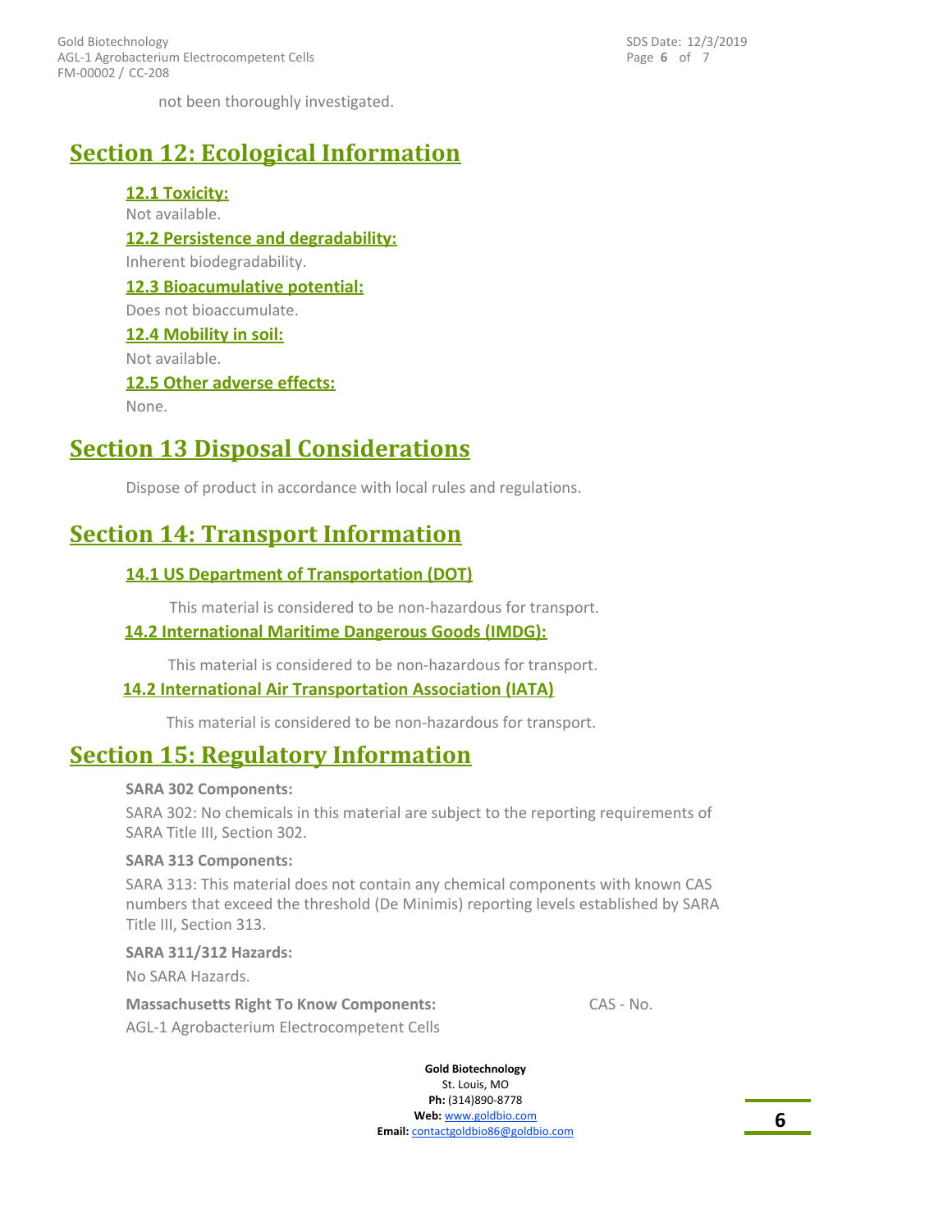not been thoroughly investigated.

## Section 12: Ecological Information

### 12.1 Toxicity:

Not available.

### 12.2 Persistence and degradability:

Inherent biodegradability.

### 12.3 Bioacumulative potential:

Does not bioaccumulate.

### 12.4 Mobility in soil:

Not available.

### 12.5 Other adverse effects:

None.

## Section 13 Disposal Considerations

Dispose of product in accordance with local rules and regulations.

## Section 14: Transport Information

### 14.1 US Department of Transportation (DOT)

This material is considered to be non-hazardous for transport.

### 14.2 International Maritime Dangerous Goods (IMDG):

This material is considered to be non-hazardous for transport.

### 14.2 International Air Transportation Association (IATA)

This material is considered to be non-hazardous for transport.

## Section 15: Regulatory Information

**SARA 302 Components:**

SARA 302: No chemicals in this material are subject to the reporting requirements of SARA Title III, Section 302.

**SARA 313 Components:**

SARA 313: This material does not contain any chemical components with known CAS numbers that exceed the threshold (De Minimis) reporting levels established by SARA Title III, Section 313.

**SARA 311/312 Hazards:**

No SARA Hazards.

**Massachusetts Right To Know Components:** CAS - No.

AGL-1 Agrobacterium Electrocompetent Cells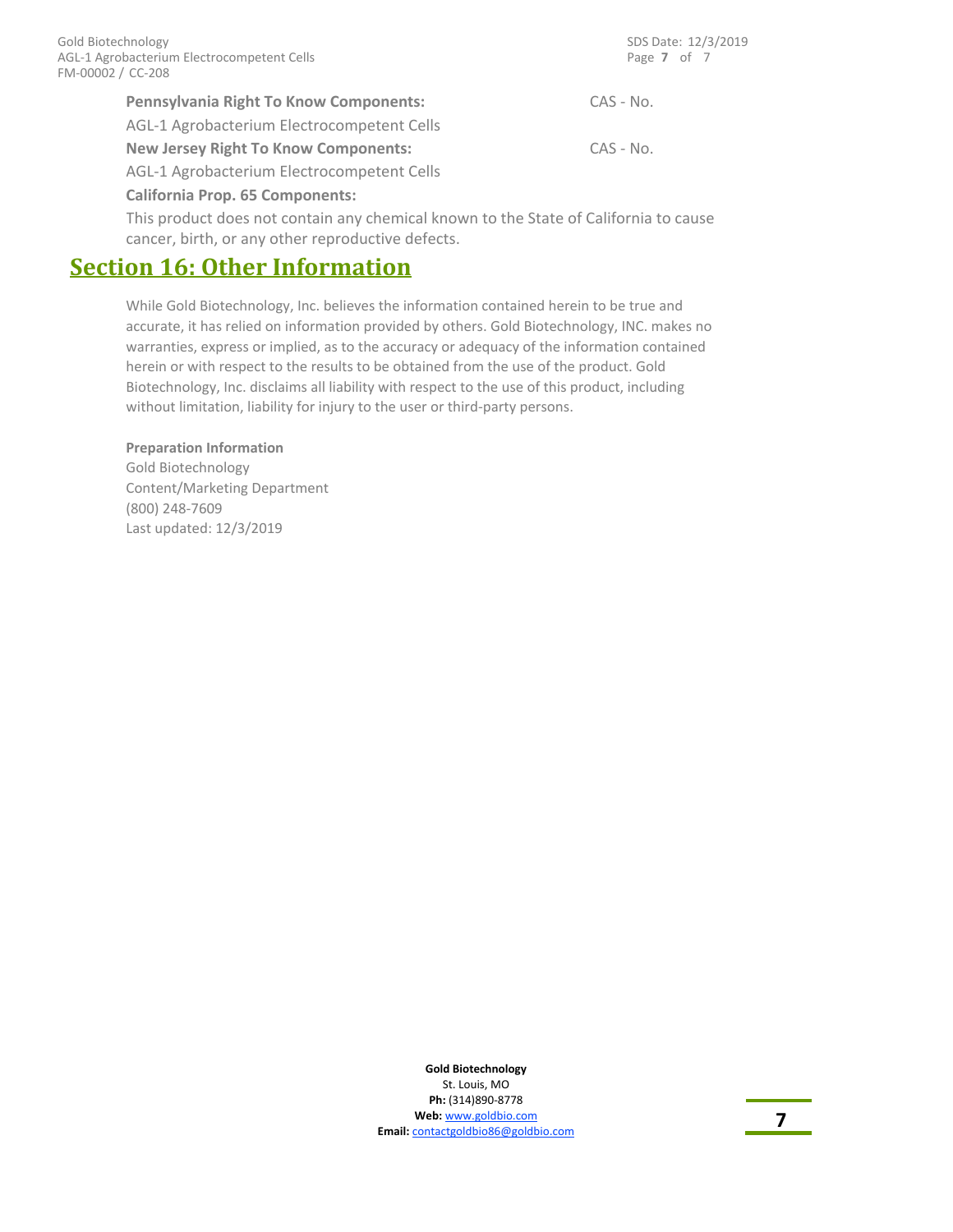**Pennsylvania Right To Know Components:** CAS - No.

AGL-1 Agrobacterium Electrocompetent Cells

**New Jersey Right To Know Components:** CAS - No.

AGL-1 Agrobacterium Electrocompetent Cells

**California Prop. 65 Components:**

This product does not contain any chemical known to the State of California to cause cancer, birth, or any other reproductive defects.

## Section 16: Other Information

While Gold Biotechnology, Inc. believes the information contained herein to be true and accurate, it has relied on information provided by others. Gold Biotechnology, INC. makes no warranties, express or implied, as to the accuracy or adequacy of the information contained herein or with respect to the results to be obtained from the use of the product. Gold Biotechnology, Inc. disclaims all liability with respect to the use of this product, including without limitation, liability for injury to the user or third-party persons.

**Preparation Information**
Gold Biotechnology
Content/Marketing Department
(800) 248-7609
Last updated: 12/3/2019